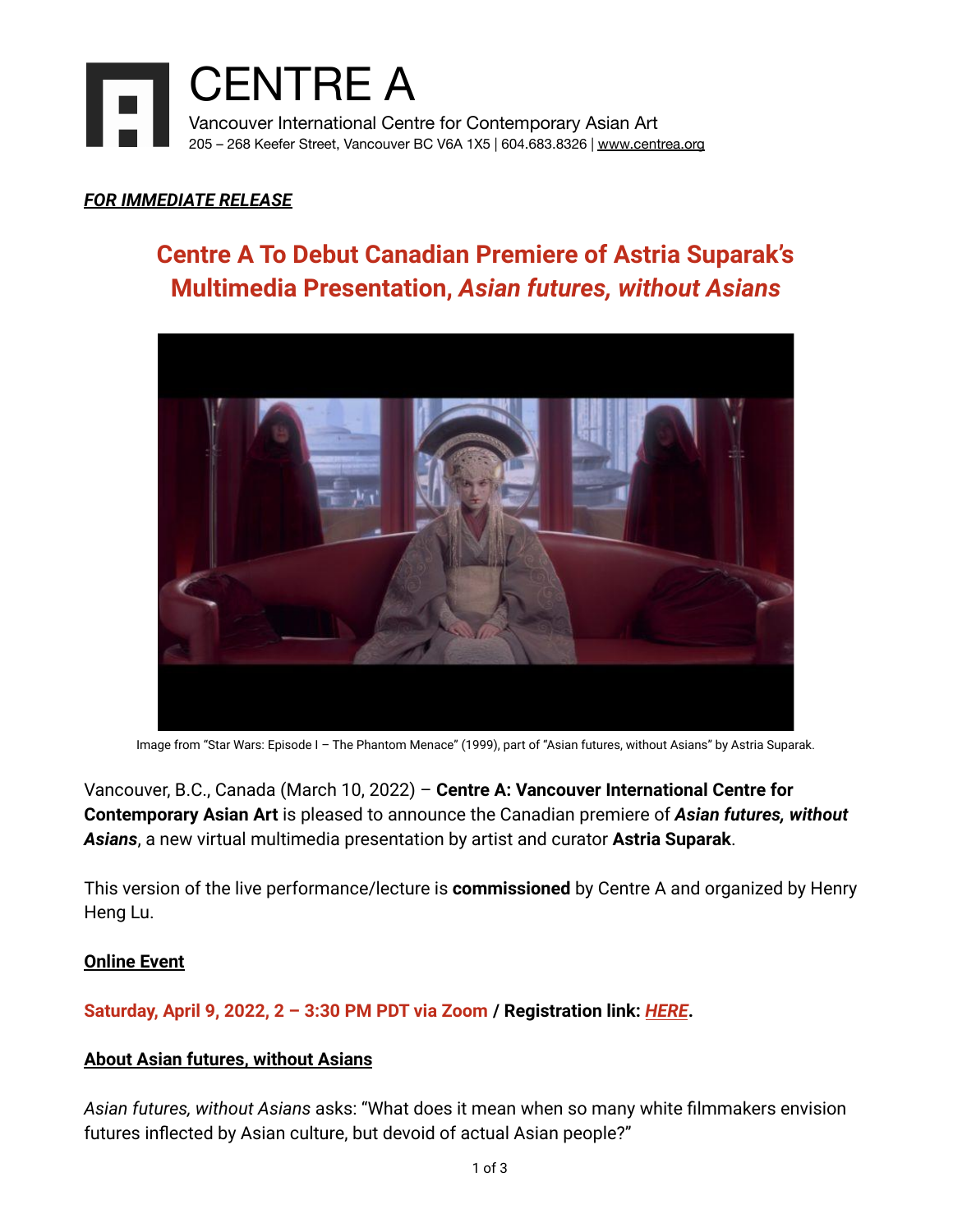# CENTRE A

Vancouver International Centre for Contemporary Asian Art
205 – 268 Keefer Street, Vancouver BC V6A 1X5 | 604.683.8326 | www.centrea.org

***FOR IMMEDIATE RELEASE***

## Centre A To Debut Canadian Premiere of Astria Suparak's Multimedia Presentation, *Asian futures, without Asians*

Image from "Star Wars: Episode I – The Phantom Menace" (1999), part of "Asian futures, without Asians" by Astria Suparak.

Vancouver, B.C., Canada (March 10, 2022) – **Centre A: Vancouver International Centre for Contemporary Asian Art** is pleased to announce the Canadian premiere of ***Asian futures, without Asians***, a new virtual multimedia presentation by artist and curator **Astria Suparak**.

This version of the live performance/lecture is **commissioned** by Centre A and organized by Henry Heng Lu.

**Online Event**

**Saturday, April 9, 2022, 2 – 3:30 PM PDT via Zoom / Registration link: *HERE*.**

**About Asian futures, without Asians**

*Asian futures, without Asians* asks: "What does it mean when so many white filmmakers envision futures inflected by Asian culture, but devoid of actual Asian people?"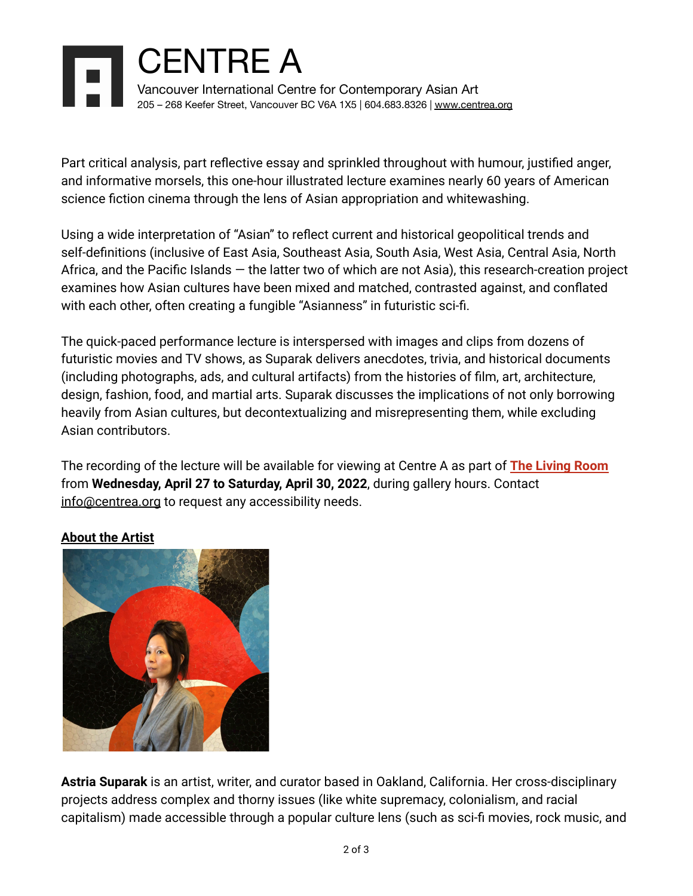Part critical analysis, part reflective essay and sprinkled throughout with humour, justified anger, and informative morsels, this one-hour illustrated lecture examines nearly 60 years of American science fiction cinema through the lens of Asian appropriation and whitewashing.

Using a wide interpretation of “Asian” to reflect current and historical geopolitical trends and self-definitions (inclusive of East Asia, Southeast Asia, South Asia, West Asia, Central Asia, North Africa, and the Pacific Islands — the latter two of which are not Asia), this research-creation project examines how Asian cultures have been mixed and matched, contrasted against, and conflated with each other, often creating a fungible “Asianness” in futuristic sci-fi.

The quick-paced performance lecture is interspersed with images and clips from dozens of futuristic movies and TV shows, as Suparak delivers anecdotes, trivia, and historical documents (including photographs, ads, and cultural artifacts) from the histories of film, art, architecture, design, fashion, food, and martial arts. Suparak discusses the implications of not only borrowing heavily from Asian cultures, but decontextualizing and misrepresenting them, while excluding Asian contributors.

The recording of the lecture will be available for viewing at Centre A as part of **The Living Room** from **Wednesday, April 27 to Saturday, April 30, 2022**, during gallery hours. Contact info@centrea.org to request any accessibility needs.

**About the Artist**

**Astria Suparak** is an artist, writer, and curator based in Oakland, California. Her cross-disciplinary projects address complex and thorny issues (like white supremacy, colonialism, and racial capitalism) made accessible through a popular culture lens (such as sci-fi movies, rock music, and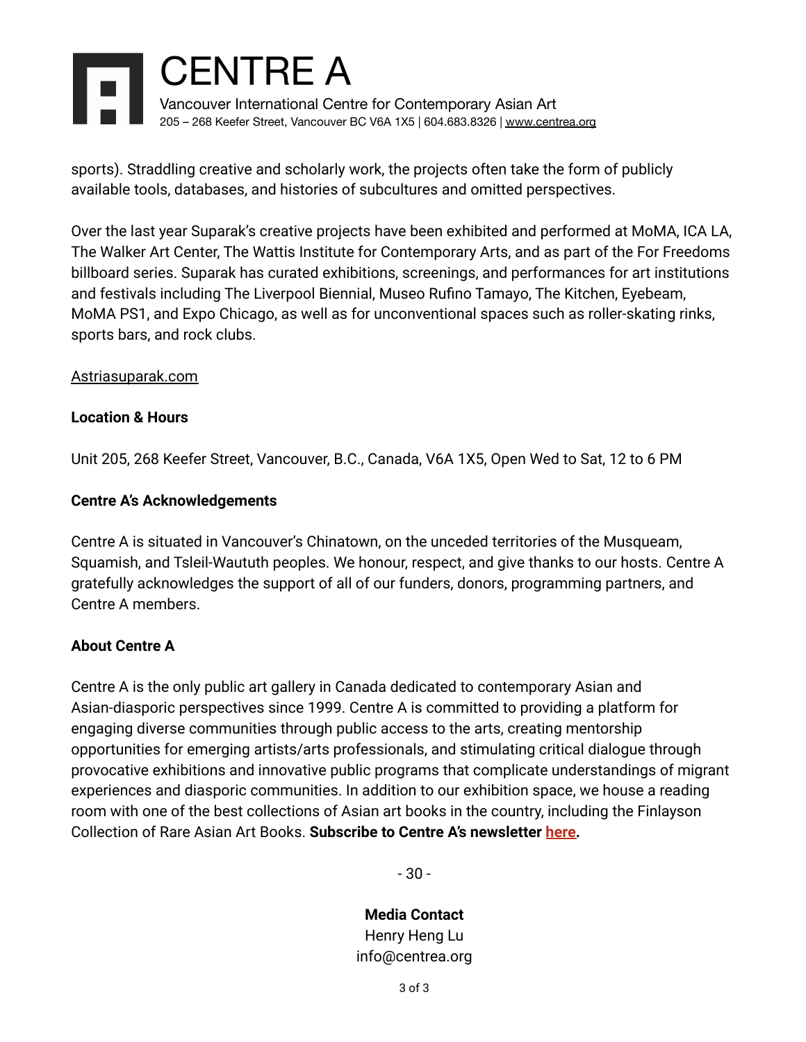sports). Straddling creative and scholarly work, the projects often take the form of publicly available tools, databases, and histories of subcultures and omitted perspectives.

Over the last year Suparak's creative projects have been exhibited and performed at MoMA, ICA LA, The Walker Art Center, The Wattis Institute for Contemporary Arts, and as part of the For Freedoms billboard series. Suparak has curated exhibitions, screenings, and performances for art institutions and festivals including The Liverpool Biennial, Museo Rufino Tamayo, The Kitchen, Eyebeam, MoMA PS1, and Expo Chicago, as well as for unconventional spaces such as roller-skating rinks, sports bars, and rock clubs.

Astriasuparak.com

**Location & Hours**

Unit 205, 268 Keefer Street, Vancouver, B.C., Canada, V6A 1X5, Open Wed to Sat, 12 to 6 PM

**Centre A's Acknowledgements**

Centre A is situated in Vancouver's Chinatown, on the unceded territories of the Musqueam, Squamish, and Tsleil-Waututh peoples. We honour, respect, and give thanks to our hosts. Centre A gratefully acknowledges the support of all of our funders, donors, programming partners, and Centre A members.

**About Centre A**

Centre A is the only public art gallery in Canada dedicated to contemporary Asian and Asian-diasporic perspectives since 1999. Centre A is committed to providing a platform for engaging diverse communities through public access to the arts, creating mentorship opportunities for emerging artists/arts professionals, and stimulating critical dialogue through provocative exhibitions and innovative public programs that complicate understandings of migrant experiences and diasporic communities. In addition to our exhibition space, we house a reading room with one of the best collections of Asian art books in the country, including the Finlayson Collection of Rare Asian Art Books. **Subscribe to Centre A's newsletter here.**

- 30 -

**Media Contact**
Henry Heng Lu
info@centrea.org